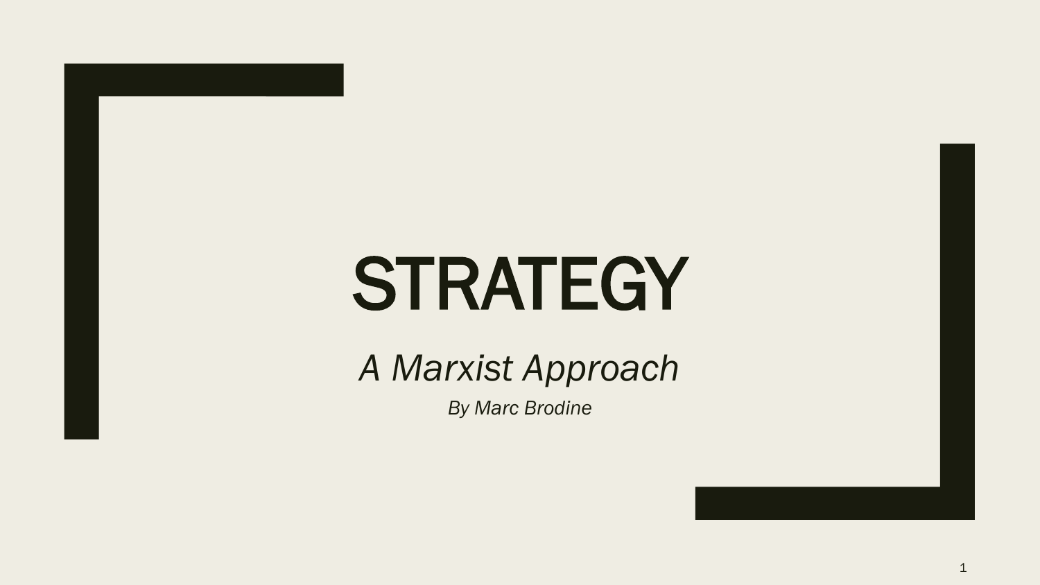# STRATEGY

*A Marxist Approach*

*By Marc Brodine*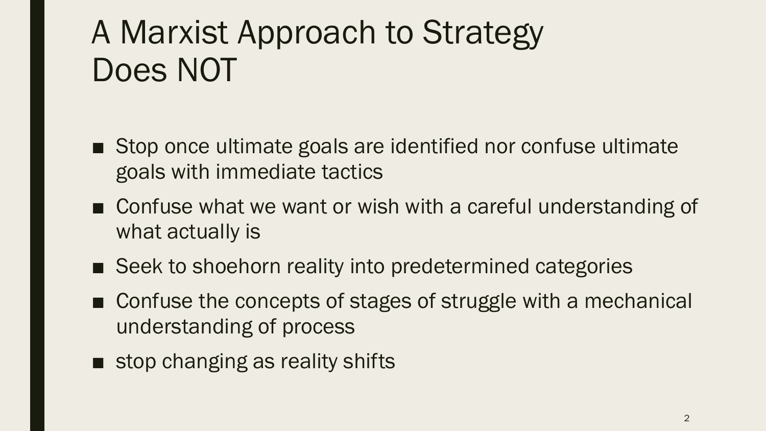# A Marxist Approach to Strategy Does NOT

- Stop once ultimate goals are identified nor confuse ultimate goals with immediate tactics
- Confuse what we want or wish with a careful understanding of what actually is
- Seek to shoehorn reality into predetermined categories
- Confuse the concepts of stages of struggle with a mechanical understanding of process
- stop changing as reality shifts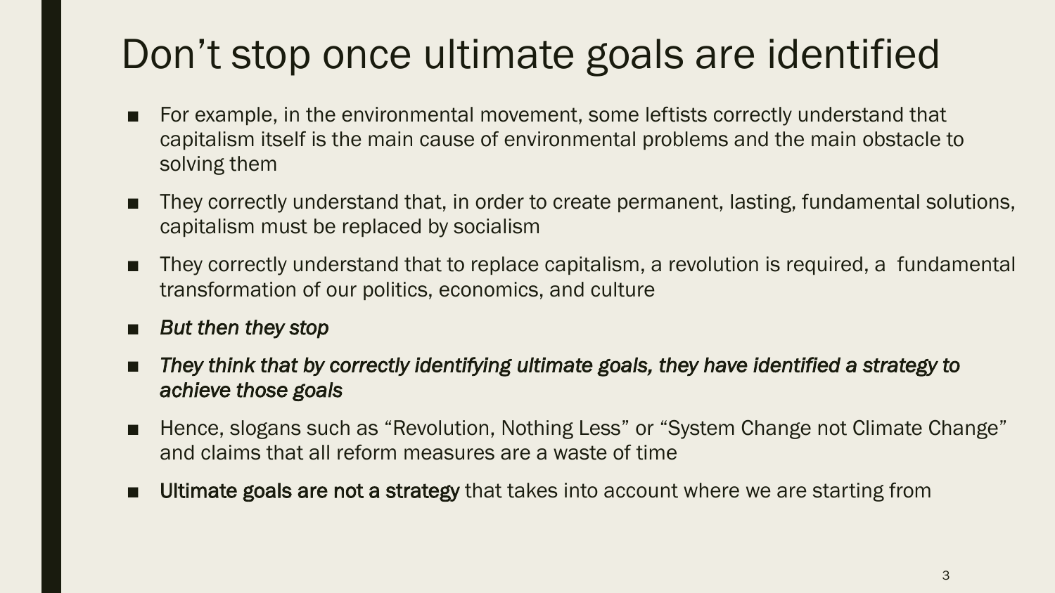# Don't stop once ultimate goals are identified

- For example, in the environmental movement, some leftists correctly understand that capitalism itself is the main cause of environmental problems and the main obstacle to solving them
- They correctly understand that, in order to create permanent, lasting, fundamental solutions, capitalism must be replaced by socialism
- They correctly understand that to replace capitalism, a revolution is required, a fundamental transformation of our politics, economics, and culture
- *But then they stop*
- *They think that by correctly identifying ultimate goals, they have identified a strategy to achieve those goals*
- Hence, slogans such as "Revolution, Nothing Less" or "System Change not Climate Change" and claims that all reform measures are a waste of time
- **Ultimate goals are not a strategy** that takes into account where we are starting from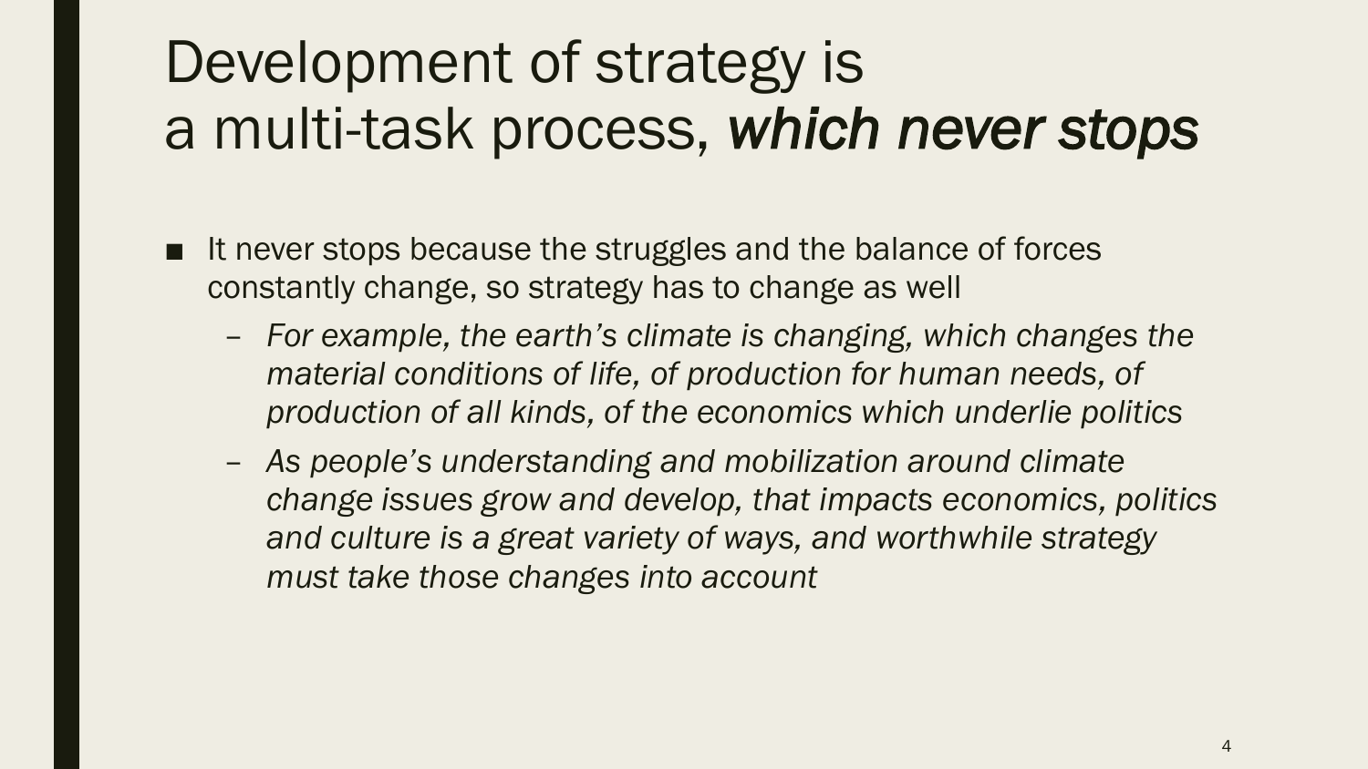# Development of strategy is a multi-task process, *which never stops*

- It never stops because the struggles and the balance of forces constantly change, so strategy has to change as well
  - *For example, the earth's climate is changing, which changes the material conditions of life, of production for human needs, of production of all kinds, of the economics which underlie politics*
  - *As people's understanding and mobilization around climate change issues grow and develop, that impacts economics, politics and culture is a great variety of ways, and worthwhile strategy must take those changes into account*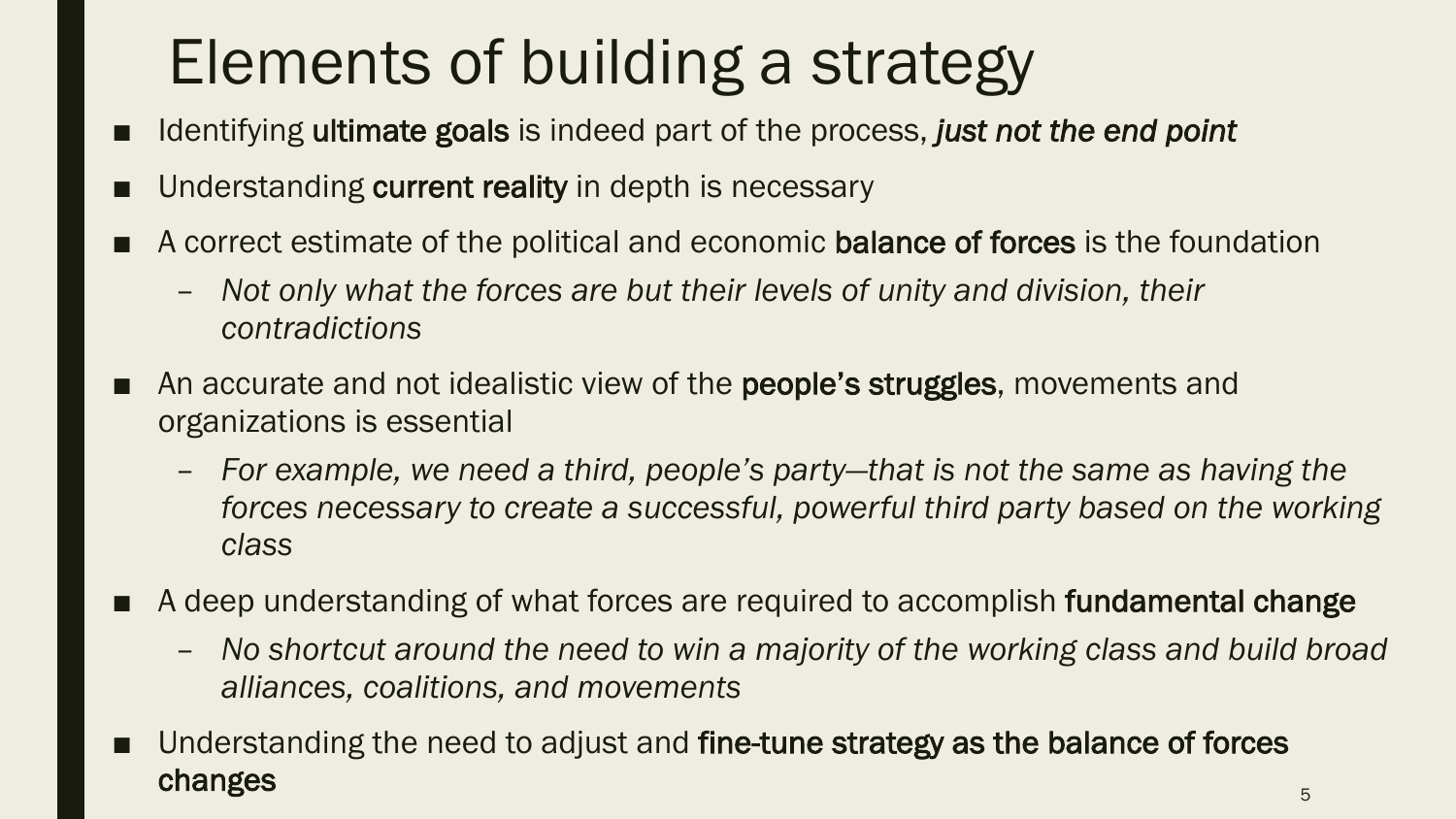# Elements of building a strategy

- Identifying **ultimate goals** is indeed part of the process, ***just not the end point***
- Understanding **current reality** in depth is necessary
- A correct estimate of the political and economic **balance of forces** is the foundation
  - *Not only what the forces are but their levels of unity and division, their contradictions*
- An accurate and not idealistic view of the **people's struggles**, movements and organizations is essential
  - *For example, we need a third, people's party—that is not the same as having the forces necessary to create a successful, powerful third party based on the working class*
- A deep understanding of what forces are required to accomplish **fundamental change**
  - *No shortcut around the need to win a majority of the working class and build broad alliances, coalitions, and movements*
- Understanding the need to adjust and **fine-tune strategy as the balance of forces changes**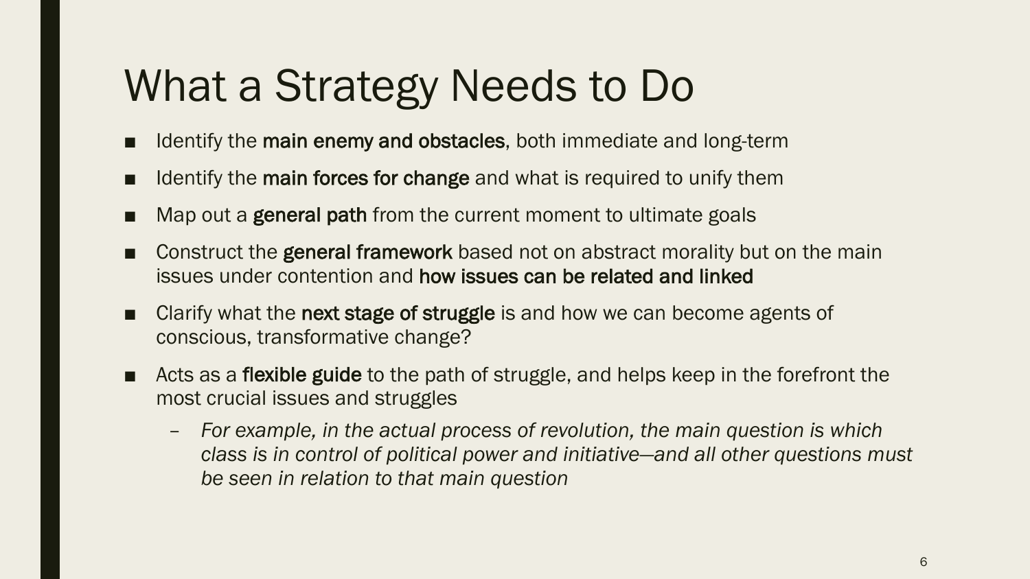# What a Strategy Needs to Do

- Identify the **main enemy and obstacles**, both immediate and long-term
- Identify the **main forces for change** and what is required to unify them
- Map out a **general path** from the current moment to ultimate goals
- Construct the **general framework** based not on abstract morality but on the main issues under contention and **how issues can be related and linked**
- Clarify what the **next stage of struggle** is and how we can become agents of conscious, transformative change?
- Acts as a **flexible guide** to the path of struggle, and helps keep in the forefront the most crucial issues and struggles
  - *For example, in the actual process of revolution, the main question is which class is in control of political power and initiative—and all other questions must be seen in relation to that main question*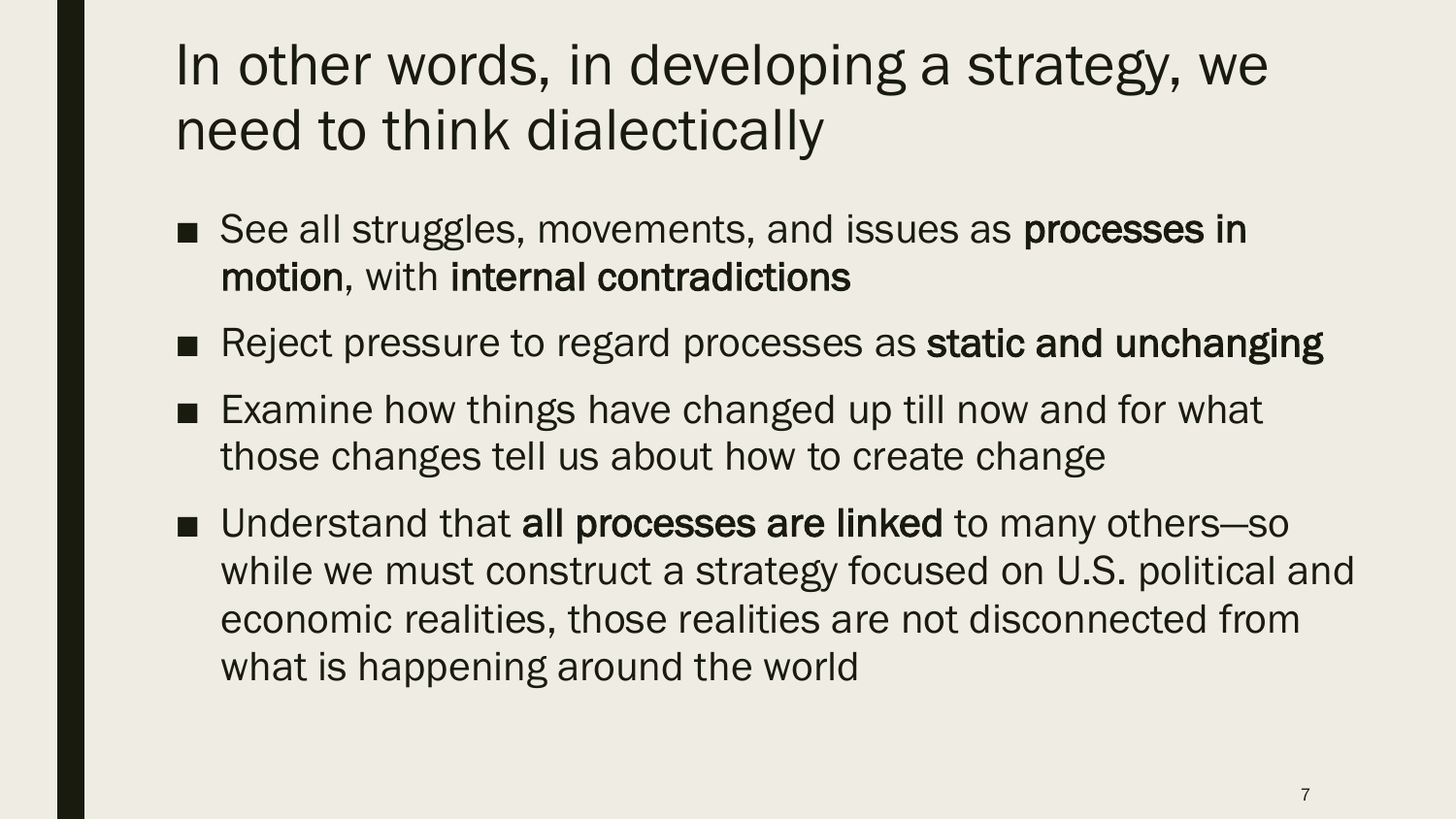# In other words, in developing a strategy, we need to think dialectically

- See all struggles, movements, and issues as **processes in motion**, with **internal contradictions**
- Reject pressure to regard processes as **static and unchanging**
- Examine how things have changed up till now and for what those changes tell us about how to create change
- Understand that **all processes are linked** to many others—so while we must construct a strategy focused on U.S. political and economic realities, those realities are not disconnected from what is happening around the world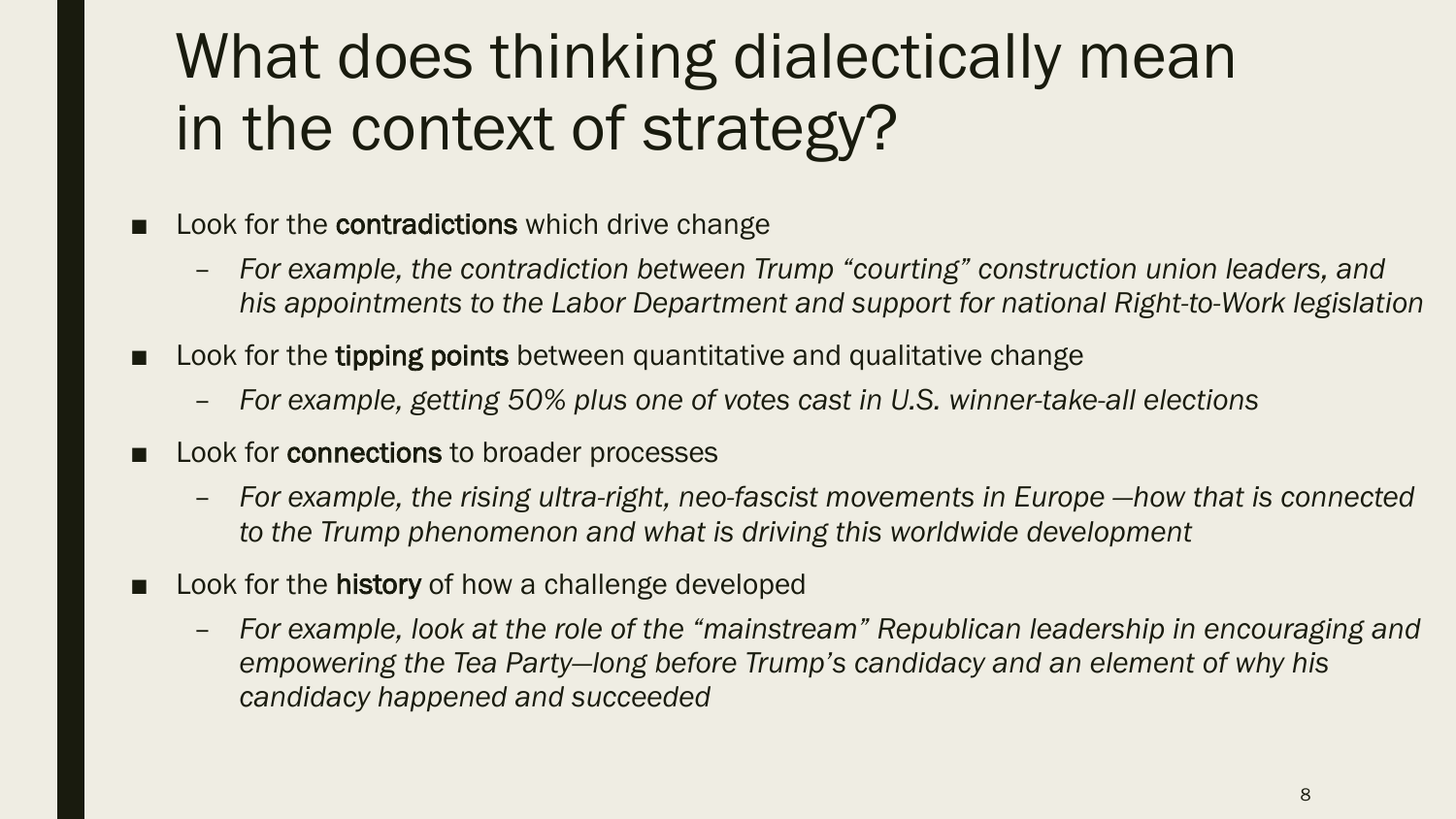# What does thinking dialectically mean in the context of strategy?

- Look for the **contradictions** which drive change
  - *For example, the contradiction between Trump “courting” construction union leaders, and his appointments to the Labor Department and support for national Right-to-Work legislation*
- Look for the **tipping points** between quantitative and qualitative change
  - *For example, getting 50% plus one of votes cast in U.S. winner-take-all elections*
- Look for **connections** to broader processes
  - *For example, the rising ultra-right, neo-fascist movements in Europe —how that is connected to the Trump phenomenon and what is driving this worldwide development*
- Look for the **history** of how a challenge developed
  - *For example, look at the role of the “mainstream” Republican leadership in encouraging and empowering the Tea Party—long before Trump’s candidacy and an element of why his candidacy happened and succeeded*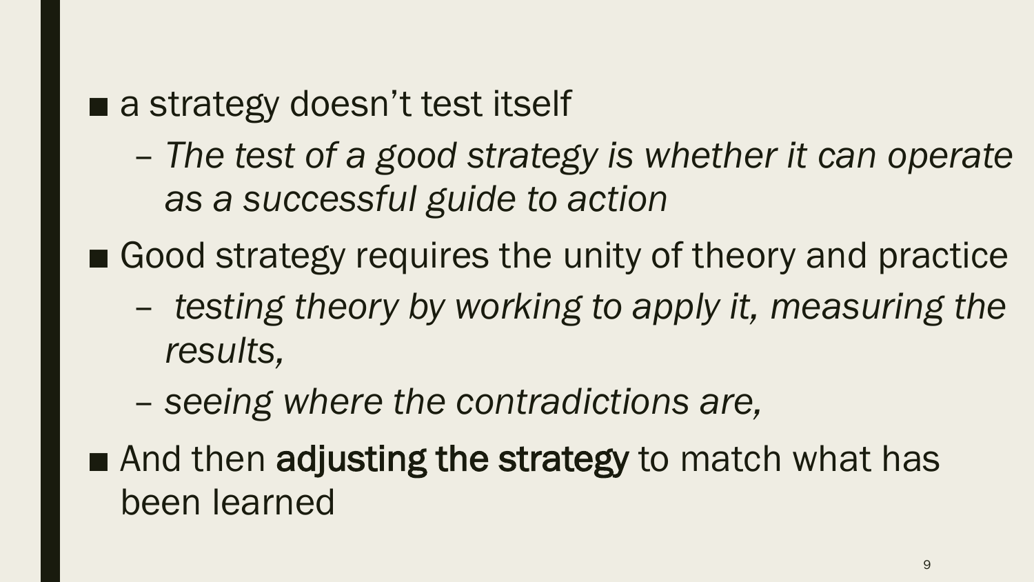- a strategy doesn't test itself
  - *The test of a good strategy is whether it can operate as a successful guide to action*
- Good strategy requires the unity of theory and practice
  - *testing theory by working to apply it, measuring the results,*
  - *seeing where the contradictions are,*
- And then **adjusting the strategy** to match what has been learned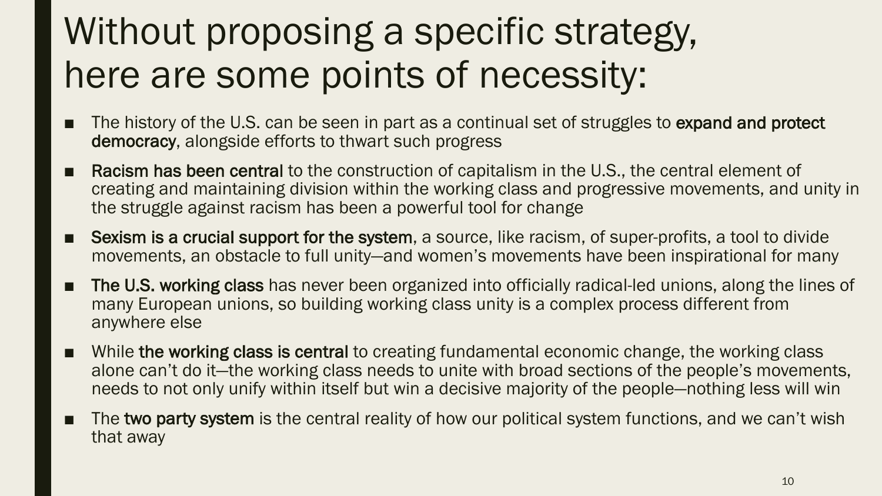# Without proposing a specific strategy, here are some points of necessity:

- The history of the U.S. can be seen in part as a continual set of struggles to **expand and protect democracy**, alongside efforts to thwart such progress
- **Racism has been central** to the construction of capitalism in the U.S., the central element of creating and maintaining division within the working class and progressive movements, and unity in the struggle against racism has been a powerful tool for change
- **Sexism is a crucial support for the system**, a source, like racism, of super-profits, a tool to divide movements, an obstacle to full unity—and women's movements have been inspirational for many
- **The U.S. working class** has never been organized into officially radical-led unions, along the lines of many European unions, so building working class unity is a complex process different from anywhere else
- While **the working class is central** to creating fundamental economic change, the working class alone can't do it—the working class needs to unite with broad sections of the people's movements, needs to not only unify within itself but win a decisive majority of the people—nothing less will win
- The **two party system** is the central reality of how our political system functions, and we can't wish that away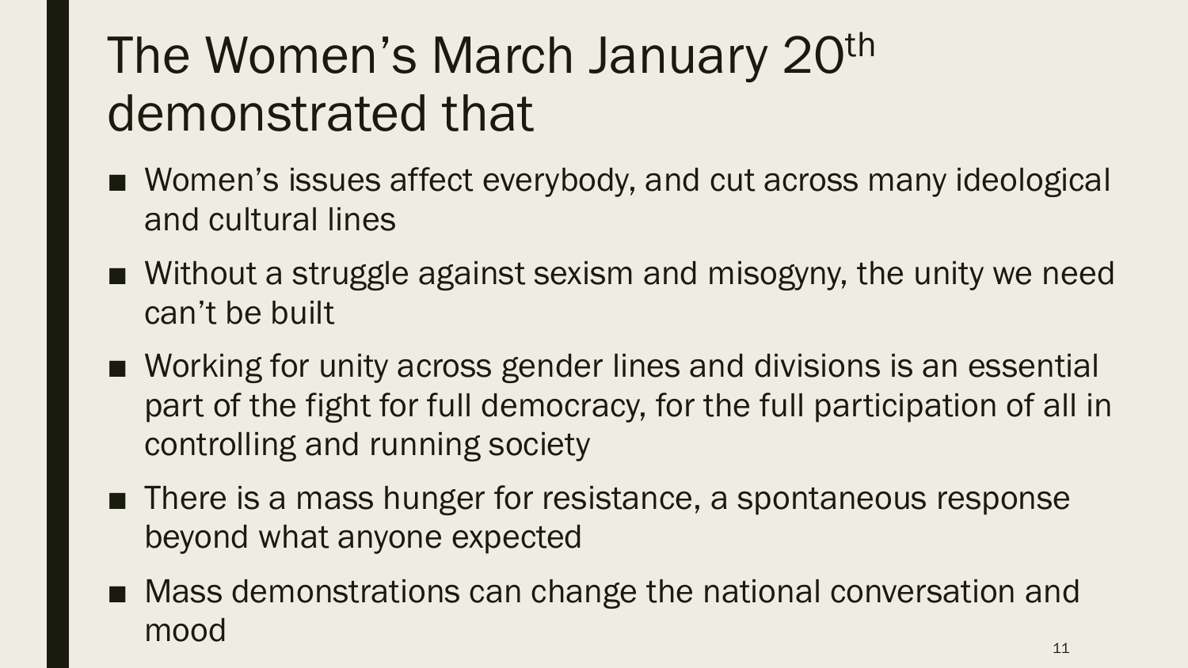# The Women's March January 20th demonstrated that

- Women's issues affect everybody, and cut across many ideological and cultural lines
- Without a struggle against sexism and misogyny, the unity we need can't be built
- Working for unity across gender lines and divisions is an essential part of the fight for full democracy, for the full participation of all in controlling and running society
- There is a mass hunger for resistance, a spontaneous response beyond what anyone expected
- Mass demonstrations can change the national conversation and mood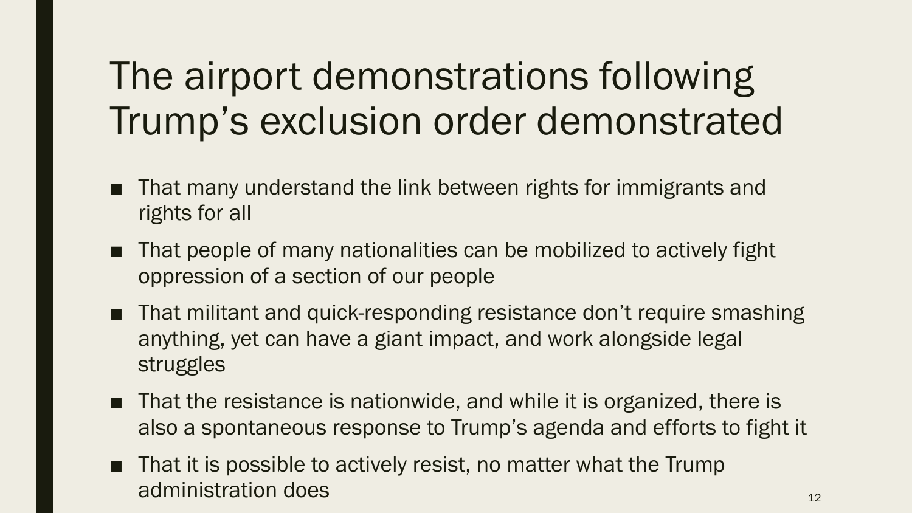# The airport demonstrations following Trump's exclusion order demonstrated

- That many understand the link between rights for immigrants and rights for all
- That people of many nationalities can be mobilized to actively fight oppression of a section of our people
- That militant and quick-responding resistance don't require smashing anything, yet can have a giant impact, and work alongside legal struggles
- That the resistance is nationwide, and while it is organized, there is also a spontaneous response to Trump's agenda and efforts to fight it
- That it is possible to actively resist, no matter what the Trump administration does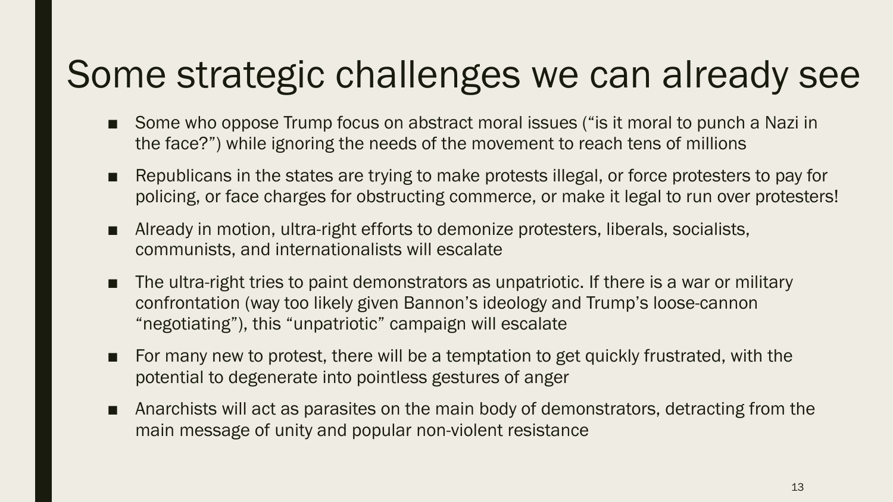# Some strategic challenges we can already see

- Some who oppose Trump focus on abstract moral issues ("is it moral to punch a Nazi in the face?") while ignoring the needs of the movement to reach tens of millions
- Republicans in the states are trying to make protests illegal, or force protesters to pay for policing, or face charges for obstructing commerce, or make it legal to run over protesters!
- Already in motion, ultra-right efforts to demonize protesters, liberals, socialists, communists, and internationalists will escalate
- The ultra-right tries to paint demonstrators as unpatriotic. If there is a war or military confrontation (way too likely given Bannon's ideology and Trump's loose-cannon "negotiating"), this "unpatriotic" campaign will escalate
- For many new to protest, there will be a temptation to get quickly frustrated, with the potential to degenerate into pointless gestures of anger
- Anarchists will act as parasites on the main body of demonstrators, detracting from the main message of unity and popular non-violent resistance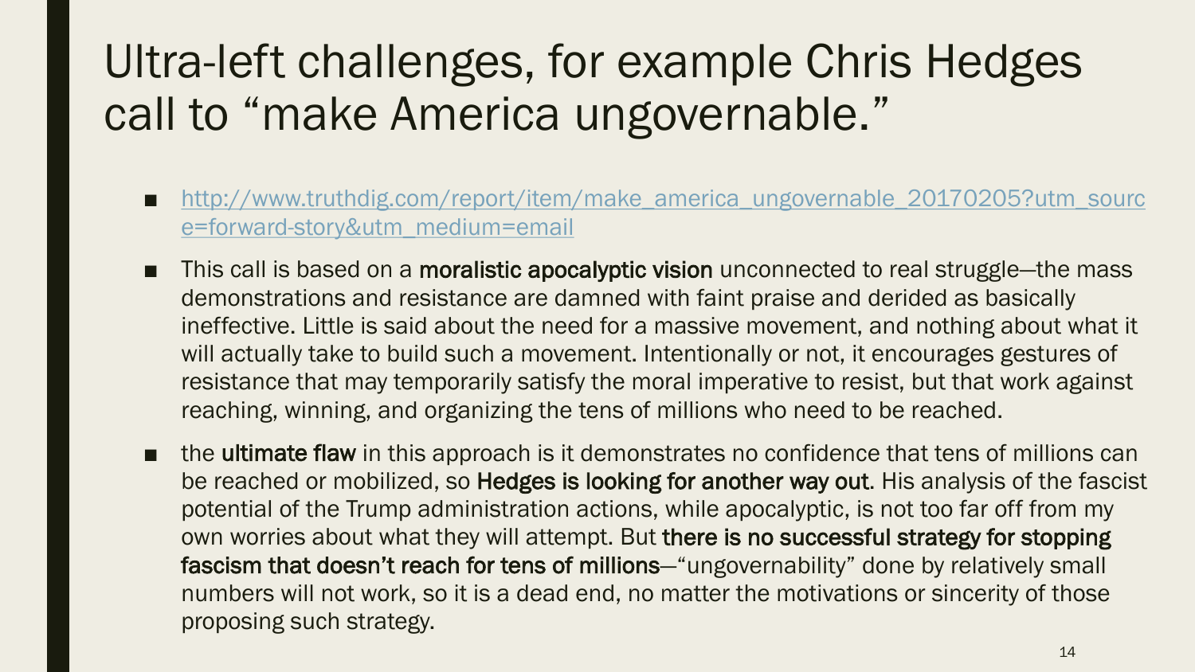# Ultra-left challenges, for example Chris Hedges call to "make America ungovernable."

- http://www.truthdig.com/report/item/make_america_ungovernable_20170205?utm_source=forward-story&utm_medium=email
- This call is based on a **moralistic apocalyptic vision** unconnected to real struggle—the mass demonstrations and resistance are damned with faint praise and derided as basically ineffective. Little is said about the need for a massive movement, and nothing about what it will actually take to build such a movement. Intentionally or not, it encourages gestures of resistance that may temporarily satisfy the moral imperative to resist, but that work against reaching, winning, and organizing the tens of millions who need to be reached.
- the **ultimate flaw** in this approach is it demonstrates no confidence that tens of millions can be reached or mobilized, so **Hedges is looking for another way out**. His analysis of the fascist potential of the Trump administration actions, while apocalyptic, is not too far off from my own worries about what they will attempt. But **there is no successful strategy for stopping fascism that doesn't reach for tens of millions**—"ungovernability" done by relatively small numbers will not work, so it is a dead end, no matter the motivations or sincerity of those proposing such strategy.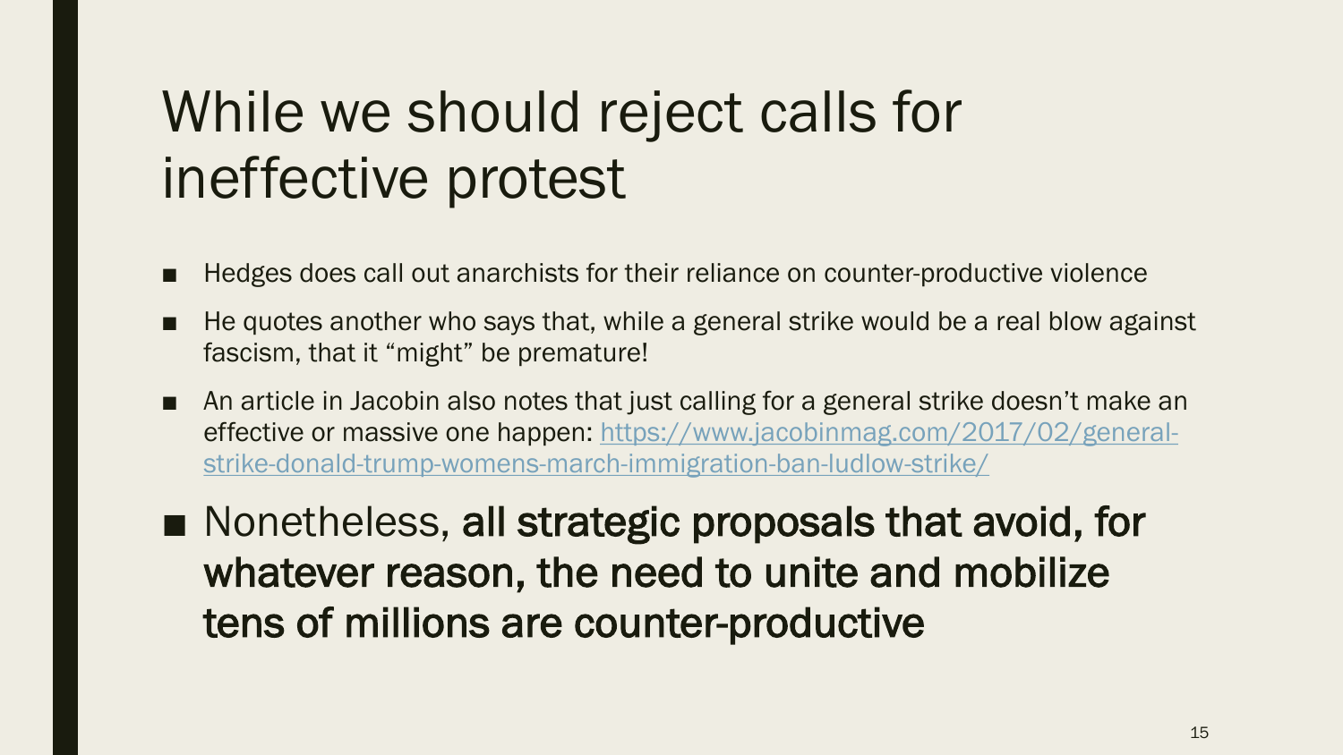# While we should reject calls for ineffective protest

- Hedges does call out anarchists for their reliance on counter-productive violence
- He quotes another who says that, while a general strike would be a real blow against fascism, that it "might" be premature!
- An article in Jacobin also notes that just calling for a general strike doesn't make an effective or massive one happen: [https://www.jacobinmag.com/2017/02/general-strike-donald-trump-womens-march-immigration-ban-ludlow-strike/](https://www.jacobinmag.com/2017/02/general-strike-donald-trump-womens-march-immigration-ban-ludlow-strike/)
- Nonetheless, **all strategic proposals that avoid, for whatever reason, the need to unite and mobilize tens of millions are counter-productive**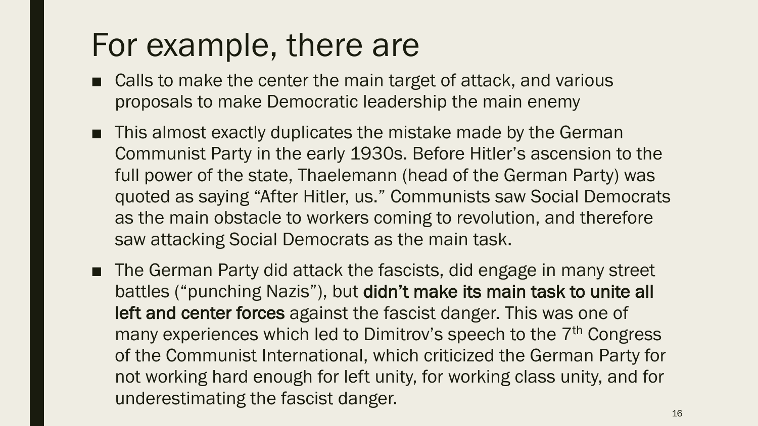# For example, there are

- Calls to make the center the main target of attack, and various proposals to make Democratic leadership the main enemy
- This almost exactly duplicates the mistake made by the German Communist Party in the early 1930s. Before Hitler's ascension to the full power of the state, Thaelemann (head of the German Party) was quoted as saying "After Hitler, us." Communists saw Social Democrats as the main obstacle to workers coming to revolution, and therefore saw attacking Social Democrats as the main task.
- The German Party did attack the fascists, did engage in many street battles ("punching Nazis"), but **didn't make its main task to unite all left and center forces** against the fascist danger. This was one of many experiences which led to Dimitrov's speech to the 7th Congress of the Communist International, which criticized the German Party for not working hard enough for left unity, for working class unity, and for underestimating the fascist danger.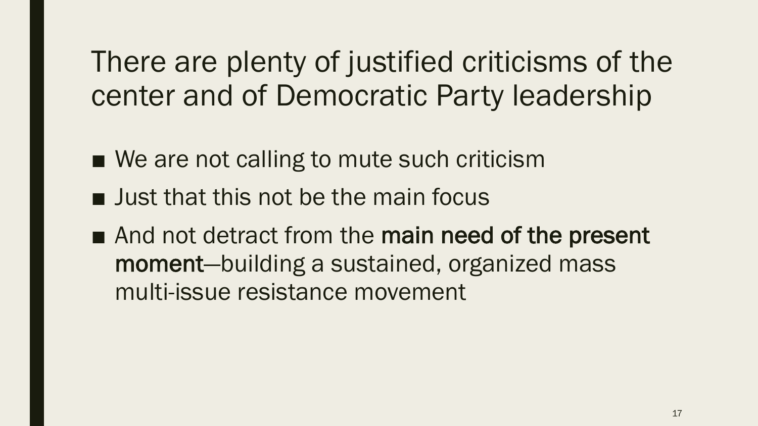# There are plenty of justified criticisms of the center and of Democratic Party leadership

- We are not calling to mute such criticism
- Just that this not be the main focus
- And not detract from the **main need of the present moment**—building a sustained, organized mass multi-issue resistance movement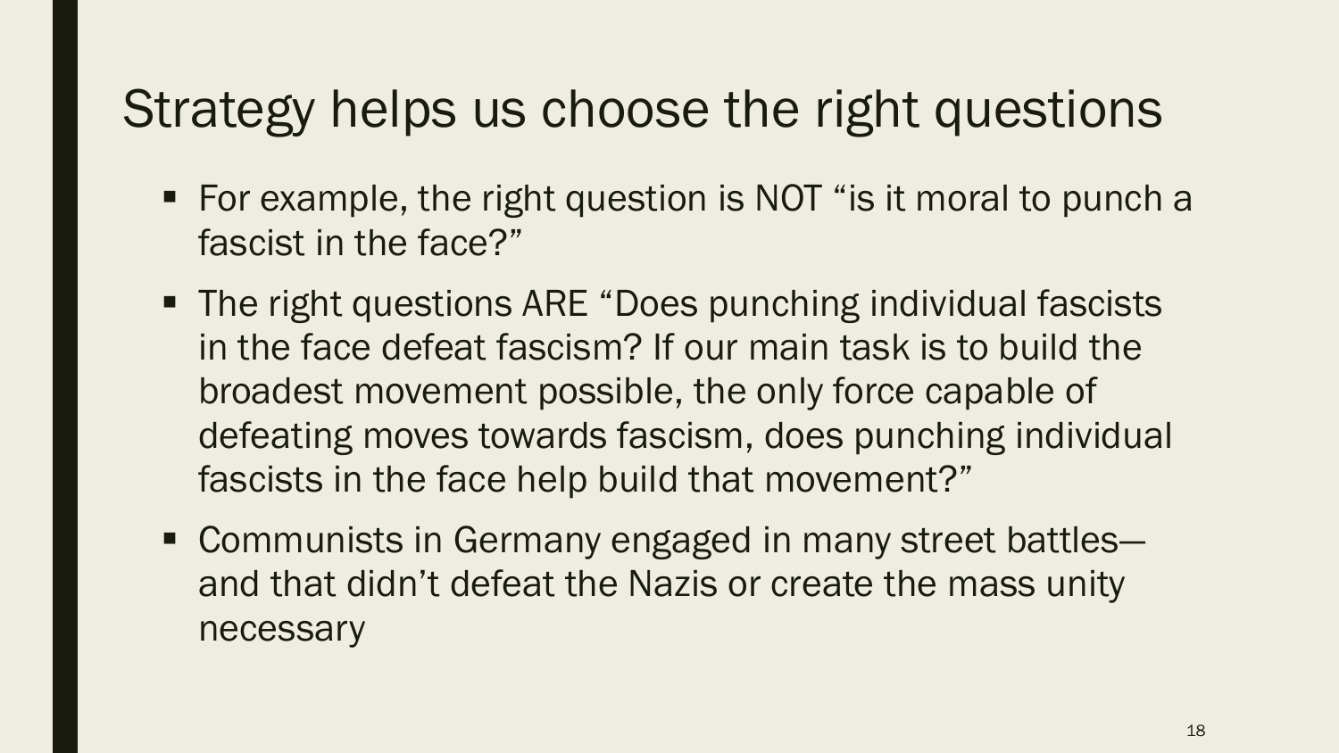# Strategy helps us choose the right questions

- For example, the right question is NOT "is it moral to punch a fascist in the face?"
- The right questions ARE "Does punching individual fascists in the face defeat fascism? If our main task is to build the broadest movement possible, the only force capable of defeating moves towards fascism, does punching individual fascists in the face help build that movement?"
- Communists in Germany engaged in many street battles—and that didn't defeat the Nazis or create the mass unity necessary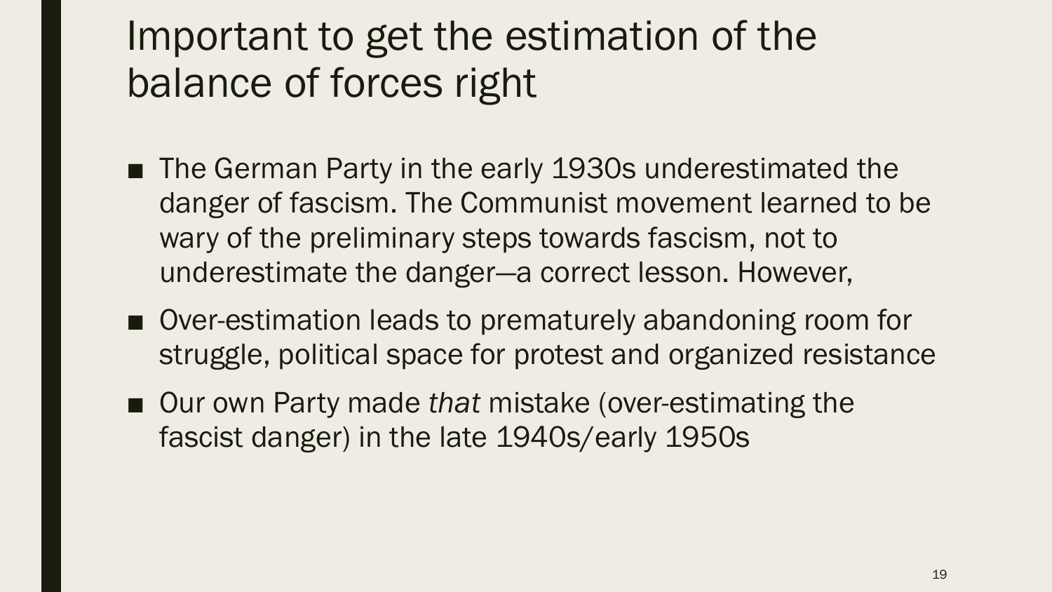# Important to get the estimation of the balance of forces right

- The German Party in the early 1930s underestimated the danger of fascism. The Communist movement learned to be wary of the preliminary steps towards fascism, not to underestimate the danger—a correct lesson. However,
- Over-estimation leads to prematurely abandoning room for struggle, political space for protest and organized resistance
- Our own Party made *that* mistake (over-estimating the fascist danger) in the late 1940s/early 1950s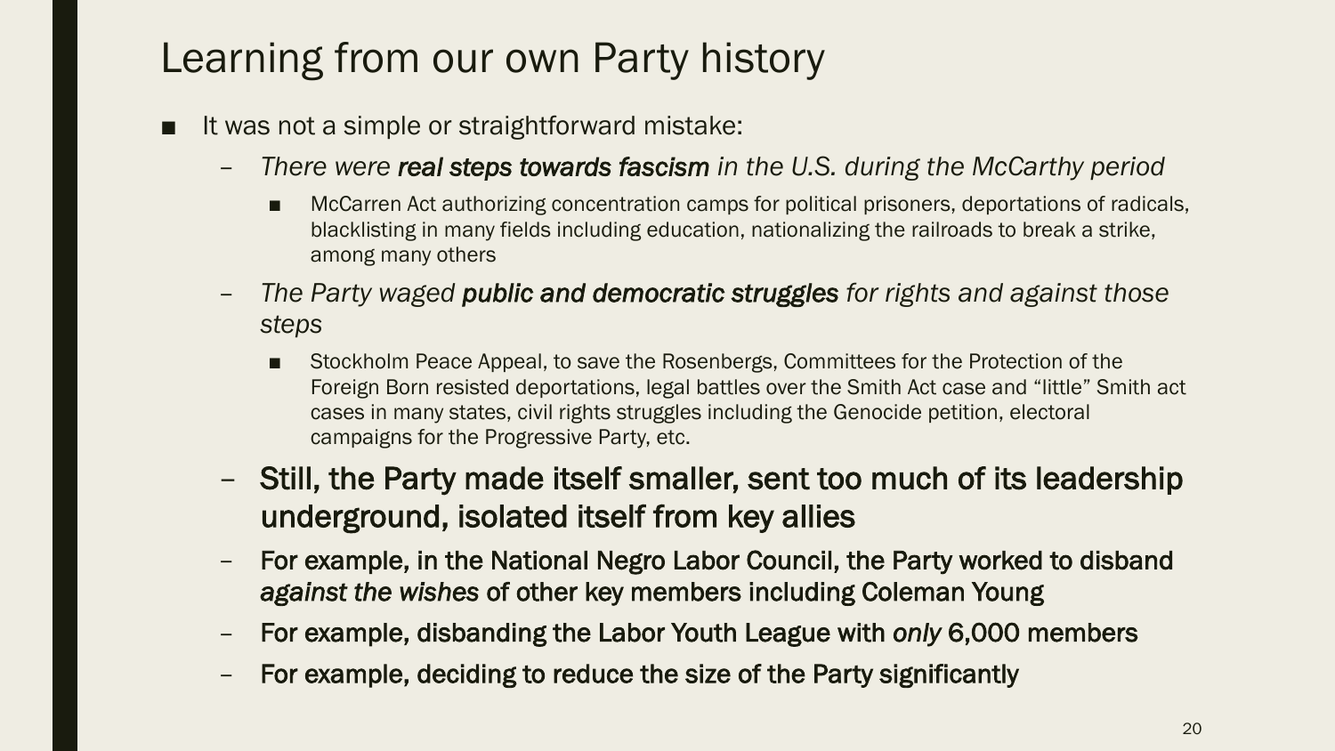# Learning from our own Party history

- It was not a simple or straightforward mistake:
  - *There were **real steps towards fascism** in the U.S. during the McCarthy period*
    - McCarren Act authorizing concentration camps for political prisoners, deportations of radicals, blacklisting in many fields including education, nationalizing the railroads to break a strike, among many others
  - *The Party waged **public and democratic struggles** for rights and against those steps*
    - Stockholm Peace Appeal, to save the Rosenbergs, Committees for the Protection of the Foreign Born resisted deportations, legal battles over the Smith Act case and "little" Smith act cases in many states, civil rights struggles including the Genocide petition, electoral campaigns for the Progressive Party, etc.
  - **Still, the Party made itself smaller, sent too much of its leadership underground, isolated itself from key allies**
  - **For example, in the National Negro Labor Council, the Party worked to disband *against the wishes* of other key members including Coleman Young**
  - **For example, disbanding the Labor Youth League with *only* 6,000 members**
  - **For example, deciding to reduce the size of the Party significantly**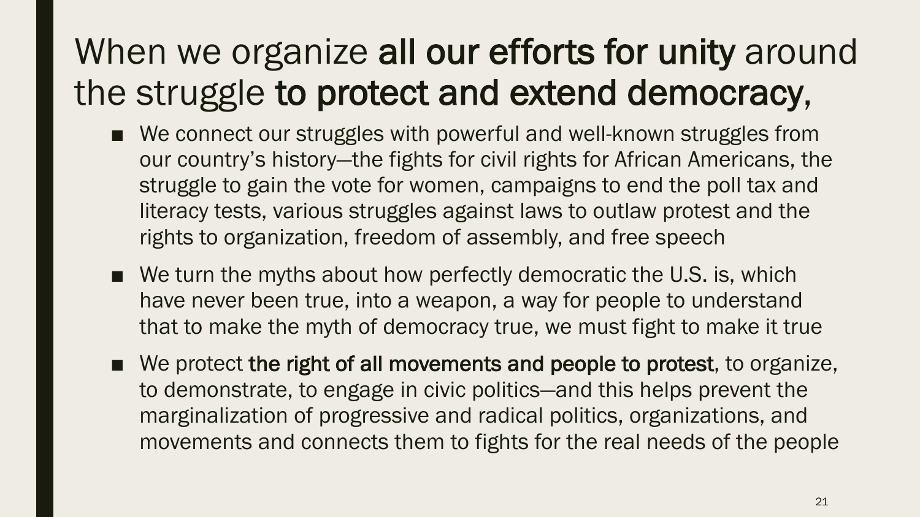# When we organize **all our efforts for unity** around the struggle **to protect and extend democracy,**

- We connect our struggles with powerful and well-known struggles from our country's history—the fights for civil rights for African Americans, the struggle to gain the vote for women, campaigns to end the poll tax and literacy tests, various struggles against laws to outlaw protest and the rights to organization, freedom of assembly, and free speech
- We turn the myths about how perfectly democratic the U.S. is, which have never been true, into a weapon, a way for people to understand that to make the myth of democracy true, we must fight to make it true
- We protect **the right of all movements and people to protest**, to organize, to demonstrate, to engage in civic politics—and this helps prevent the marginalization of progressive and radical politics, organizations, and movements and connects them to fights for the real needs of the people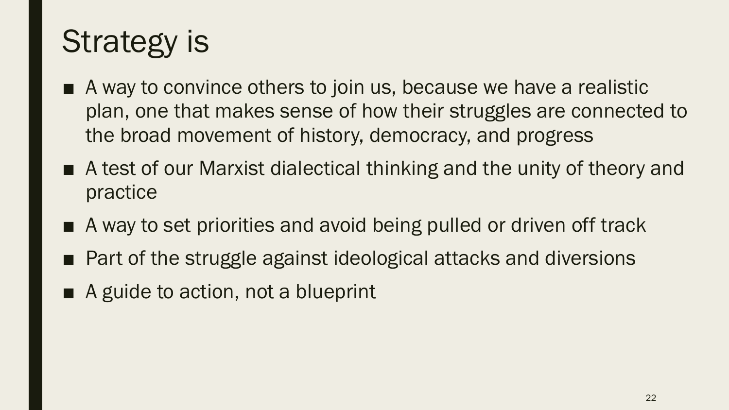# Strategy is

- A way to convince others to join us, because we have a realistic plan, one that makes sense of how their struggles are connected to the broad movement of history, democracy, and progress
- A test of our Marxist dialectical thinking and the unity of theory and practice
- A way to set priorities and avoid being pulled or driven off track
- Part of the struggle against ideological attacks and diversions
- A guide to action, not a blueprint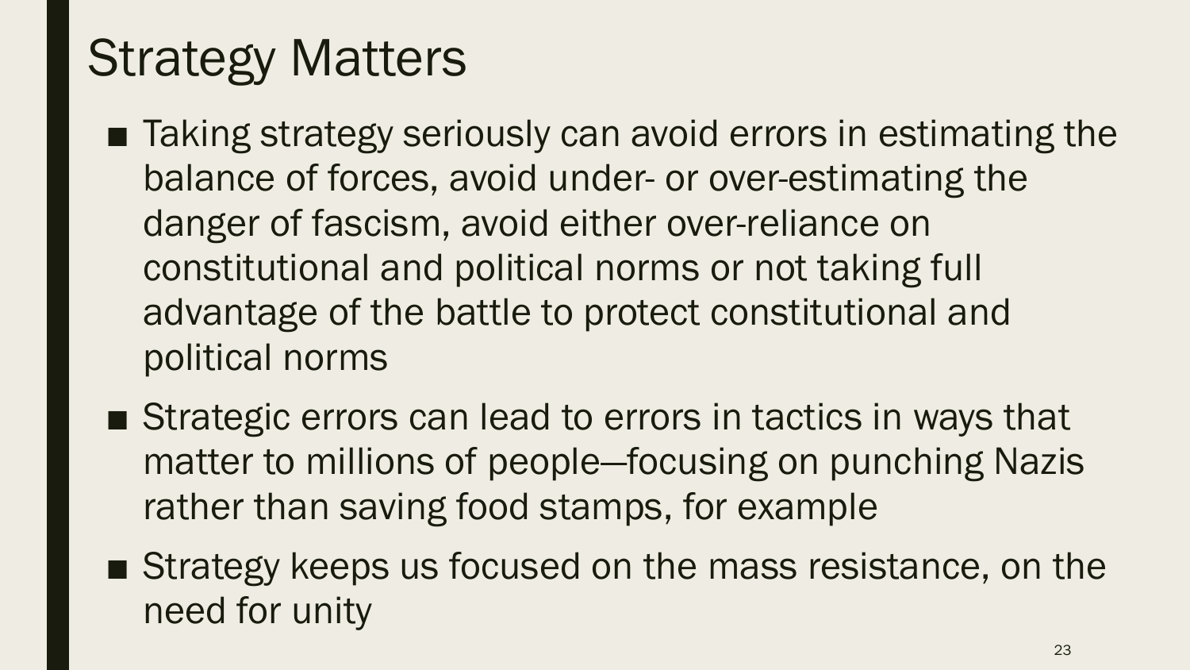# Strategy Matters

- Taking strategy seriously can avoid errors in estimating the balance of forces, avoid under- or over-estimating the danger of fascism, avoid either over-reliance on constitutional and political norms or not taking full advantage of the battle to protect constitutional and political norms
- Strategic errors can lead to errors in tactics in ways that matter to millions of people—focusing on punching Nazis rather than saving food stamps, for example
- Strategy keeps us focused on the mass resistance, on the need for unity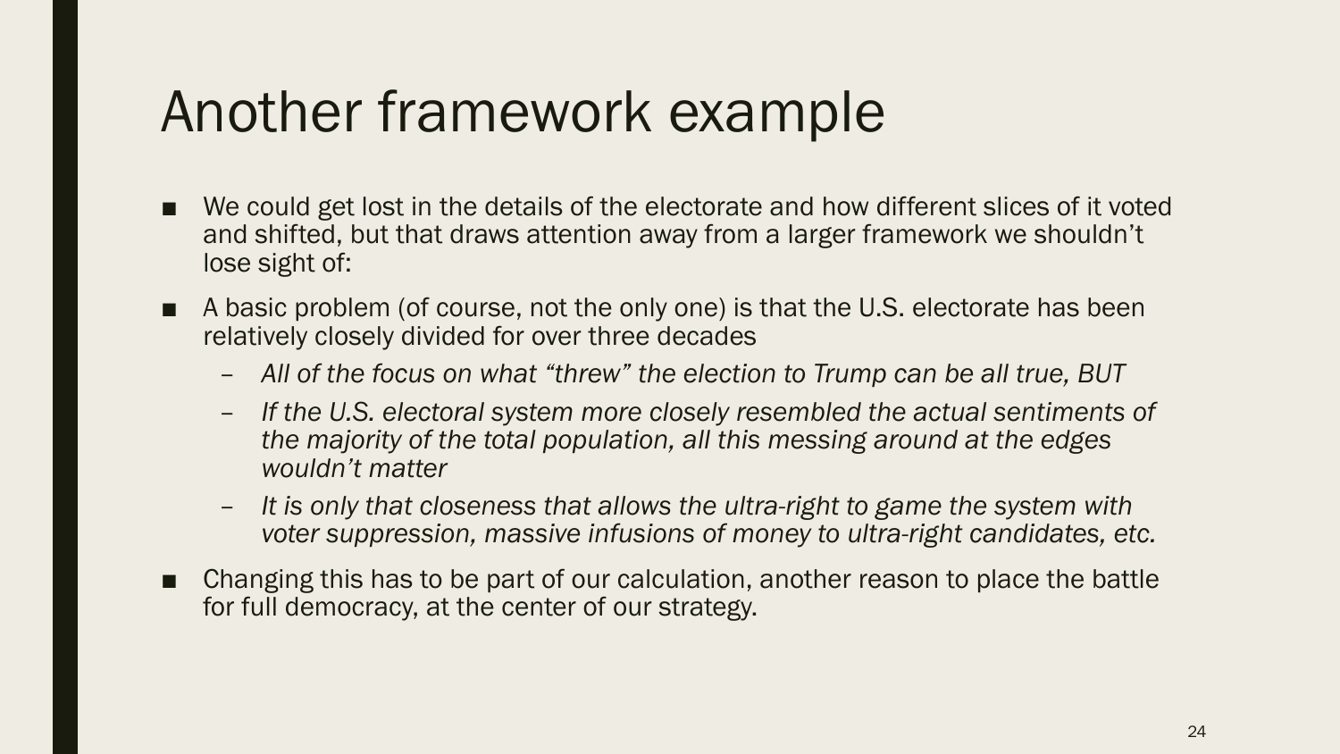# Another framework example

- We could get lost in the details of the electorate and how different slices of it voted and shifted, but that draws attention away from a larger framework we shouldn't lose sight of:
- A basic problem (of course, not the only one) is that the U.S. electorate has been relatively closely divided for over three decades
  - *All of the focus on what "threw" the election to Trump can be all true, BUT*
  - *If the U.S. electoral system more closely resembled the actual sentiments of the majority of the total population, all this messing around at the edges wouldn't matter*
  - *It is only that closeness that allows the ultra-right to game the system with voter suppression, massive infusions of money to ultra-right candidates, etc.*
- Changing this has to be part of our calculation, another reason to place the battle for full democracy, at the center of our strategy.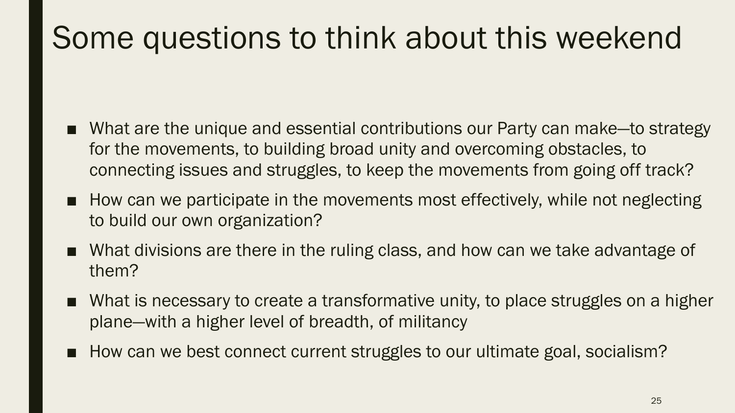# Some questions to think about this weekend

- What are the unique and essential contributions our Party can make—to strategy for the movements, to building broad unity and overcoming obstacles, to connecting issues and struggles, to keep the movements from going off track?
- How can we participate in the movements most effectively, while not neglecting to build our own organization?
- What divisions are there in the ruling class, and how can we take advantage of them?
- What is necessary to create a transformative unity, to place struggles on a higher plane—with a higher level of breadth, of militancy
- How can we best connect current struggles to our ultimate goal, socialism?